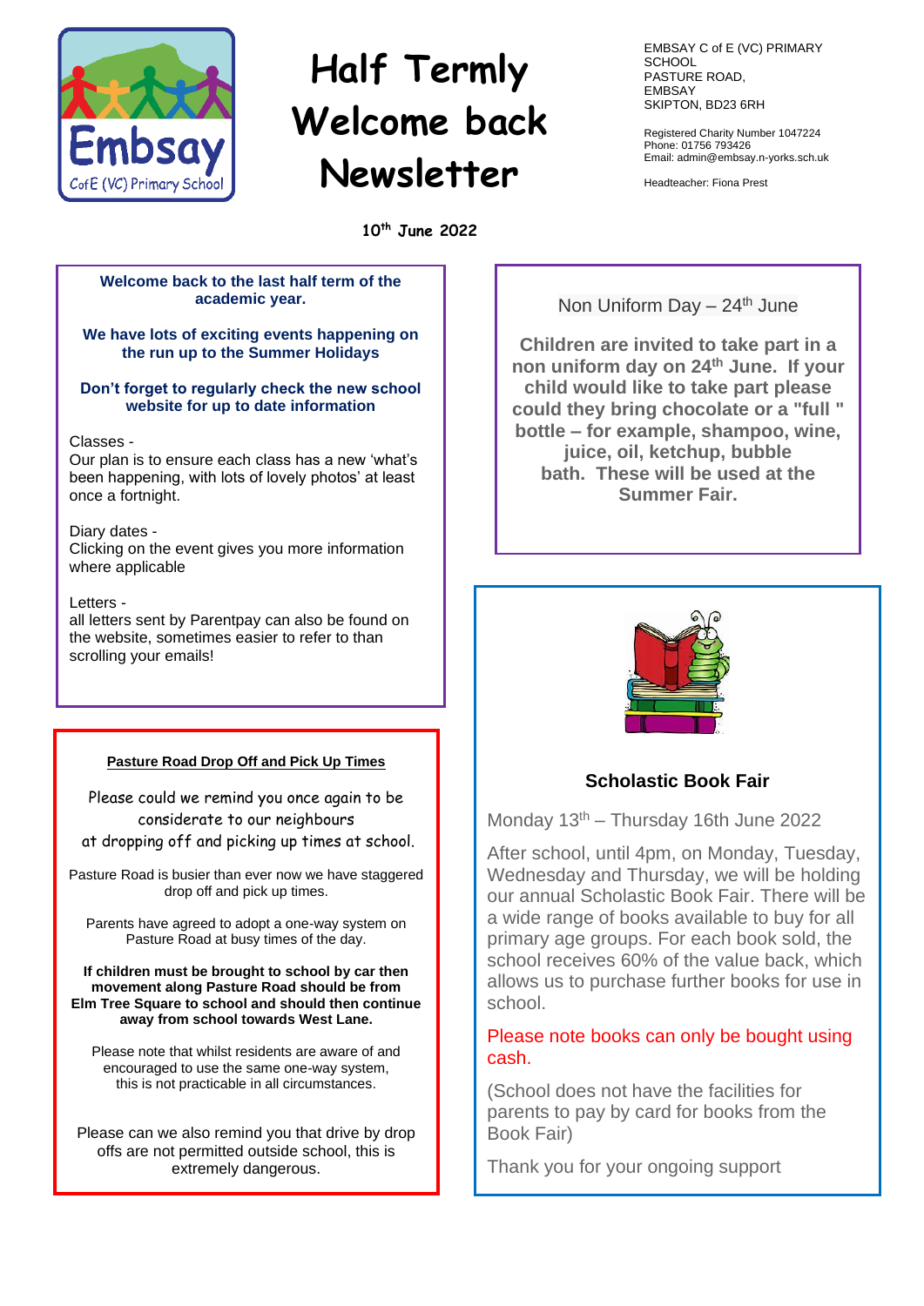# Half Termly Welcome back Newsletter

EMBSAY C of E (VC) PRIMARY SCHOOL
PASTURE ROAD,
EMBSAY
SKIPTON, BD23 6RH

Registered Charity Number 1047224
Phone: 01756 793426
Email: admin@embsay.n-yorks.sch.uk

Headteacher: Fiona Prest

**10th June 2022**

**Welcome back to the last half term of the academic year.**

**We have lots of exciting events happening on the run up to the Summer Holidays**

**Don't forget to regularly check the new school website for up to date information**

Classes -
Our plan is to ensure each class has a new 'what's been happening, with lots of lovely photos' at least once a fortnight.

Diary dates -
Clicking on the event gives you more information where applicable

Letters -
all letters sent by Parentpay can also be found on the website, sometimes easier to refer to than scrolling your emails!

## Pasture Road Drop Off and Pick Up Times

Please could we remind you once again to be considerate to our neighbours at dropping off and picking up times at school.

Pasture Road is busier than ever now we have staggered drop off and pick up times.

Parents have agreed to adopt a one-way system on Pasture Road at busy times of the day.

**If children must be brought to school by car then movement along Pasture Road should be from Elm Tree Square to school and should then continue away from school towards West Lane.**

Please note that whilst residents are aware of and encouraged to use the same one-way system, this is not practicable in all circumstances.

Please can we also remind you that drive by drop offs are not permitted outside school, this is extremely dangerous.

## Non Uniform Day – 24th June

**Children are invited to take part in a non uniform day on 24th June. If your child would like to take part please could they bring chocolate or a "full " bottle – for example, shampoo, wine, juice, oil, ketchup, bubble bath. These will be used at the Summer Fair.**

## Scholastic Book Fair

Monday 13th – Thursday 16th June 2022

After school, until 4pm, on Monday, Tuesday, Wednesday and Thursday, we will be holding our annual Scholastic Book Fair. There will be a wide range of books available to buy for all primary age groups. For each book sold, the school receives 60% of the value back, which allows us to purchase further books for use in school.

Please note books can only be bought using cash.

(School does not have the facilities for parents to pay by card for books from the Book Fair)

Thank you for your ongoing support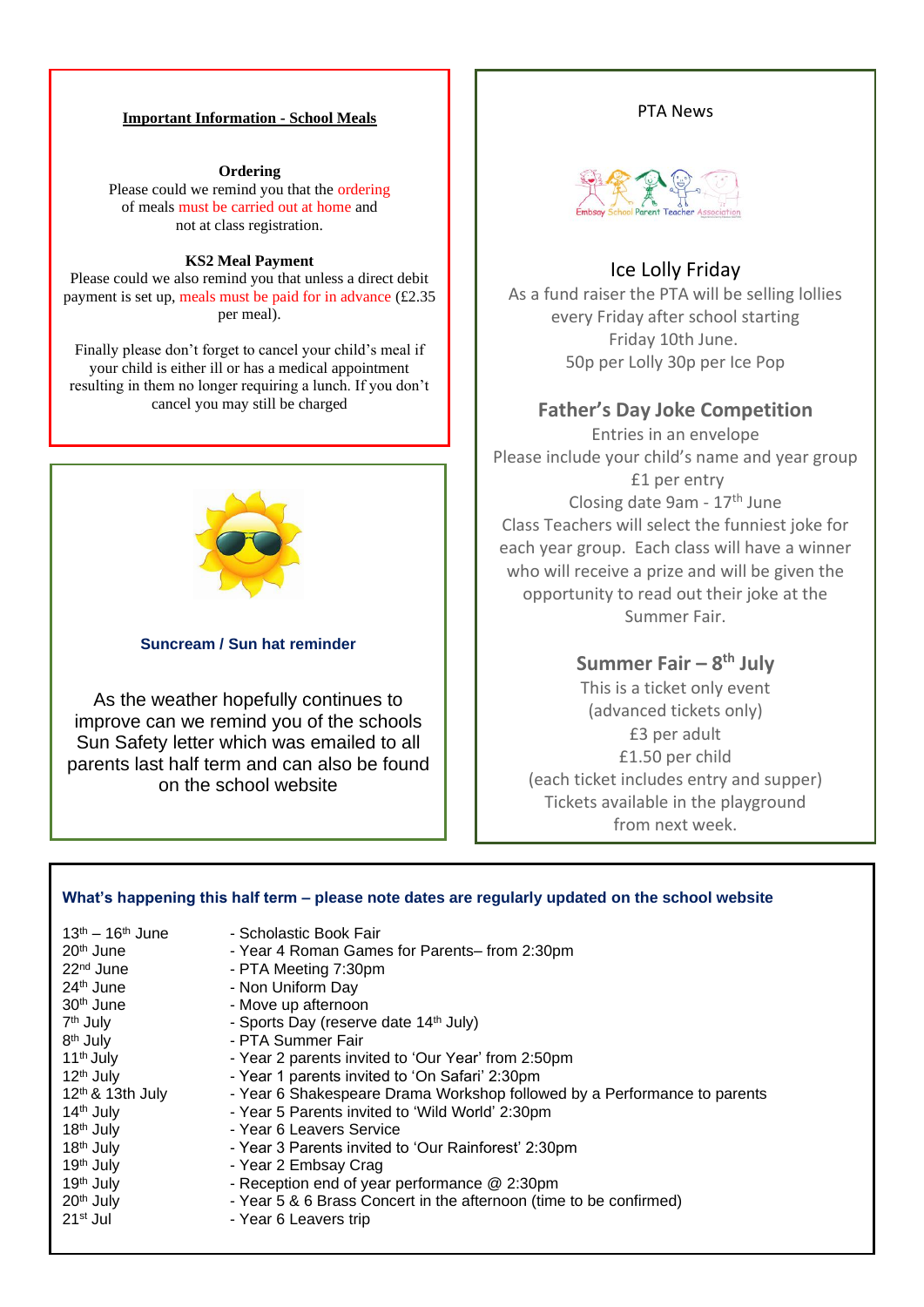## Important Information - School Meals

**Ordering**

Please could we remind you that the ordering of meals must be carried out at home and not at class registration.

**KS2 Meal Payment**

Please could we also remind you that unless a direct debit payment is set up, meals must be paid for in advance (£2.35 per meal).

Finally please don't forget to cancel your child's meal if your child is either ill or has a medical appointment resulting in them no longer requiring a lunch. If you don't cancel you may still be charged

**Suncream / Sun hat reminder**

As the weather hopefully continues to improve can we remind you of the schools Sun Safety letter which was emailed to all parents last half term and can also be found on the school website

## PTA News

Embsay School Parent Teacher Association

### Ice Lolly Friday

As a fund raiser the PTA will be selling lollies every Friday after school starting Friday 10th June.
50p per Lolly 30p per Ice Pop

### Father's Day Joke Competition

Entries in an envelope
Please include your child's name and year group
£1 per entry
Closing date 9am - 17th June
Class Teachers will select the funniest joke for each year group. Each class will have a winner who will receive a prize and will be given the opportunity to read out their joke at the Summer Fair.

### Summer Fair – 8th July

This is a ticket only event
(advanced tickets only)
£3 per adult
£1.50 per child
(each ticket includes entry and supper)
Tickets available in the playground from next week.

**What's happening this half term – please note dates are regularly updated on the school website**

| | |
|---|---|
| 13th – 16th June | - Scholastic Book Fair |
| 20th June | - Year 4 Roman Games for Parents– from 2:30pm |
| 22nd June | - PTA Meeting 7:30pm |
| 24th June | - Non Uniform Day |
| 30th June | - Move up afternoon |
| 7th July | - Sports Day (reserve date 14th July) |
| 8th July | - PTA Summer Fair |
| 11th July | - Year 2 parents invited to 'Our Year' from 2:50pm |
| 12th July | - Year 1 parents invited to 'On Safari' 2:30pm |
| 12th & 13th July | - Year 6 Shakespeare Drama Workshop followed by a Performance to parents |
| 14th July | - Year 5 Parents invited to 'Wild World' 2:30pm |
| 18th July | - Year 6 Leavers Service |
| 18th July | - Year 3 Parents invited to 'Our Rainforest' 2:30pm |
| 19th July | - Year 2 Embsay Crag |
| 19th July | - Reception end of year performance @ 2:30pm |
| 20th July | - Year 5 & 6 Brass Concert in the afternoon (time to be confirmed) |
| 21st Jul | - Year 6 Leavers trip |